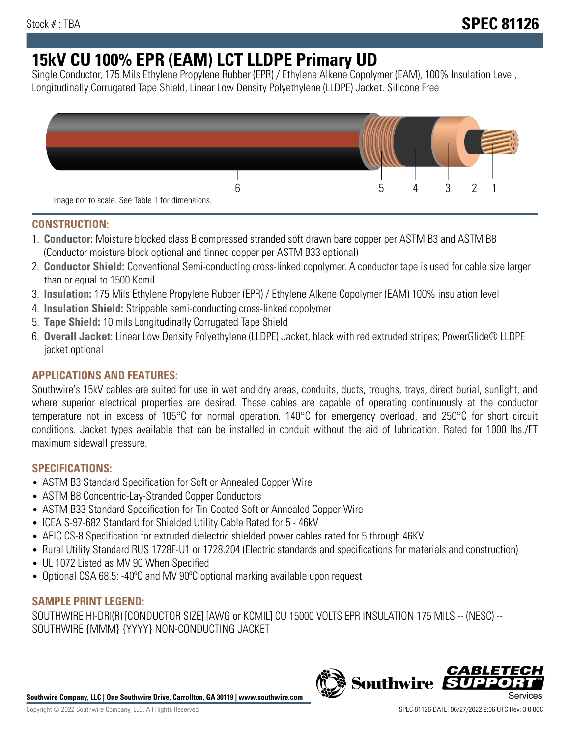Stock # : TBA

**SPEC 81126**

# 15kV CU 100% EPR (EAM) LCT LLDPE Primary UD

Single Conductor, 175 Mils Ethylene Propylene Rubber (EPR) / Ethylene Alkene Copolymer (EAM), 100% Insulation Level, Longitudinally Corrugated Tape Shield, Linear Low Density Polyethylene (LLDPE) Jacket. Silicone Free

Image not to scale. See Table 1 for dimensions.

## CONSTRUCTION:

1. **Conductor:** Moisture blocked class B compressed stranded soft drawn bare copper per ASTM B3 and ASTM B8 (Conductor moisture block optional and tinned copper per ASTM B33 optional)
2. **Conductor Shield:** Conventional Semi-conducting cross-linked copolymer. A conductor tape is used for cable size larger than or equal to 1500 Kcmil
3. **Insulation:** 175 Mils Ethylene Propylene Rubber (EPR) / Ethylene Alkene Copolymer (EAM) 100% insulation level
4. **Insulation Shield:** Strippable semi-conducting cross-linked copolymer
5. **Tape Shield:** 10 mils Longitudinally Corrugated Tape Shield
6. **Overall Jacket:** Linear Low Density Polyethylene (LLDPE) Jacket, black with red extruded stripes; PowerGlide® LLDPE jacket optional

## APPLICATIONS AND FEATURES:

Southwire's 15kV cables are suited for use in wet and dry areas, conduits, ducts, troughs, trays, direct burial, sunlight, and where superior electrical properties are desired. These cables are capable of operating continuously at the conductor temperature not in excess of 105°C for normal operation. 140°C for emergency overload, and 250°C for short circuit conditions. Jacket types available that can be installed in conduit without the aid of lubrication. Rated for 1000 lbs./FT maximum sidewall pressure.

## SPECIFICATIONS:

- ASTM B3 Standard Specification for Soft or Annealed Copper Wire
- ASTM B8 Concentric-Lay-Stranded Copper Conductors
- ASTM B33 Standard Specification for Tin-Coated Soft or Annealed Copper Wire
- ICEA S-97-682 Standard for Shielded Utility Cable Rated for 5 - 46kV
- AEIC CS-8 Specification for extruded dielectric shielded power cables rated for 5 through 46KV
- Rural Utility Standard RUS 1728F-U1 or 1728.204 (Electric standards and specifications for materials and construction)
- UL 1072 Listed as MV 90 When Specified
- Optional CSA 68.5: -40ºC and MV 90ºC optional marking available upon request

## SAMPLE PRINT LEGEND:

SOUTHWIRE HI-DRI(R) [CONDUCTOR SIZE] [AWG or KCMIL] CU 15000 VOLTS EPR INSULATION 175 MILS -- (NESC) -- SOUTHWIRE {MMM} {YYYY} NON-CONDUCTING JACKET

**Southwire Company, LLC | One Southwire Drive, Carrollton, GA 30119 | www.southwire.com**

Copyright © 2022 Southwire Company, LLC. All Rights Reserved

SPEC 81126 DATE: 06/27/2022 9:06 UTC Rev: 3.0.00C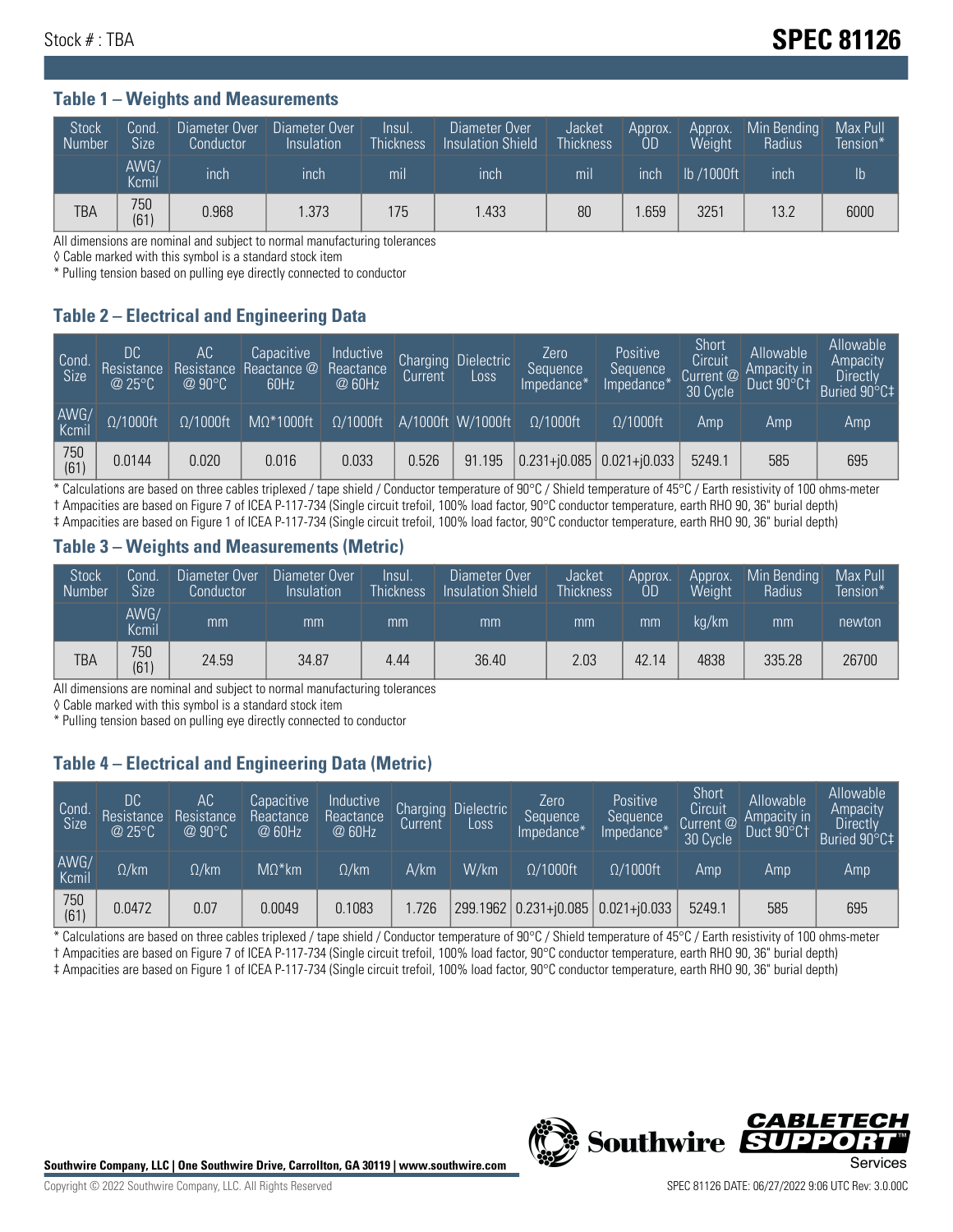Stock # : TBA

# SPEC 81126

## Table 1 – Weights and Measurements

| Stock Number | Cond. Size | Diameter Over Conductor | Diameter Over Insulation | Insul. Thickness | Diameter Over Insulation Shield | Jacket Thickness | Approx. OD | Approx. Weight | Min Bending Radius | Max Pull Tension* |
|---|---|---|---|---|---|---|---|---|---|---|
| | AWG/ Kcmil | inch | inch | mil | inch | mil | inch | lb /1000ft | inch | lb |
| TBA | 750 (61) | 0.968 | 1.373 | 175 | 1.433 | 80 | 1.659 | 3251 | 13.2 | 6000 |

All dimensions are nominal and subject to normal manufacturing tolerances

◊ Cable marked with this symbol is a standard stock item

* Pulling tension based on pulling eye directly connected to conductor

## Table 2 – Electrical and Engineering Data

| Cond. Size | DC Resistance @ 25°C | AC Resistance @ 90°C | Capacitive Reactance @ 60Hz | Inductive Reactance @ 60Hz | Charging Current | Dielectric Loss | Zero Sequence Impedance* | Positive Sequence Impedance* | Short Circuit Current @ 30 Cycle | Allowable Ampacity in Duct 90°C† | Allowable Ampacity Directly Buried 90°C‡ |
|---|---|---|---|---|---|---|---|---|---|---|---|
| AWG/ Kcmil | Ω/1000ft | Ω/1000ft | MΩ*1000ft | Ω/1000ft | A/1000ft | W/1000ft | Ω/1000ft | Ω/1000ft | Amp | Amp | Amp |
| 750 (61) | 0.0144 | 0.020 | 0.016 | 0.033 | 0.526 | 91.195 | 0.231+j0.085 | 0.021+j0.033 | 5249.1 | 585 | 695 |

* Calculations are based on three cables triplexed / tape shield / Conductor temperature of 90°C / Shield temperature of 45°C / Earth resistivity of 100 ohms-meter

† Ampacities are based on Figure 7 of ICEA P-117-734 (Single circuit trefoil, 100% load factor, 90°C conductor temperature, earth RHO 90, 36" burial depth)

‡ Ampacities are based on Figure 1 of ICEA P-117-734 (Single circuit trefoil, 100% load factor, 90°C conductor temperature, earth RHO 90, 36" burial depth)

## Table 3 – Weights and Measurements (Metric)

| Stock Number | Cond. Size | Diameter Over Conductor | Diameter Over Insulation | Insul. Thickness | Diameter Over Insulation Shield | Jacket Thickness | Approx. OD | Approx. Weight | Min Bending Radius | Max Pull Tension* |
|---|---|---|---|---|---|---|---|---|---|---|
| | AWG/ Kcmil | mm | mm | mm | mm | mm | mm | kg/km | mm | newton |
| TBA | 750 (61) | 24.59 | 34.87 | 4.44 | 36.40 | 2.03 | 42.14 | 4838 | 335.28 | 26700 |

All dimensions are nominal and subject to normal manufacturing tolerances

◊ Cable marked with this symbol is a standard stock item

* Pulling tension based on pulling eye directly connected to conductor

## Table 4 – Electrical and Engineering Data (Metric)

| Cond. Size | DC Resistance @ 25°C | AC Resistance @ 90°C | Capacitive Reactance @ 60Hz | Inductive Reactance @ 60Hz | Charging Current | Dielectric Loss | Zero Sequence Impedance* | Positive Sequence Impedance* | Short Circuit Current @ 30 Cycle | Allowable Ampacity in Duct 90°C† | Allowable Ampacity Directly Buried 90°C‡ |
|---|---|---|---|---|---|---|---|---|---|---|---|
| AWG/ Kcmil | Ω/km | Ω/km | MΩ*km | Ω/km | A/km | W/km | Ω/1000ft | Ω/1000ft | Amp | Amp | Amp |
| 750 (61) | 0.0472 | 0.07 | 0.0049 | 0.1083 | 1.726 | 299.1962 | 0.231+j0.085 | 0.021+j0.033 | 5249.1 | 585 | 695 |

* Calculations are based on three cables triplexed / tape shield / Conductor temperature of 90°C / Shield temperature of 45°C / Earth resistivity of 100 ohms-meter

† Ampacities are based on Figure 7 of ICEA P-117-734 (Single circuit trefoil, 100% load factor, 90°C conductor temperature, earth RHO 90, 36" burial depth)

‡ Ampacities are based on Figure 1 of ICEA P-117-734 (Single circuit trefoil, 100% load factor, 90°C conductor temperature, earth RHO 90, 36" burial depth)

Southwire Company, LLC | One Southwire Drive, Carrollton, GA 30119 | www.southwire.com

Copyright © 2022 Southwire Company, LLC. All Rights Reserved

SPEC 81126 DATE: 06/27/2022 9:06 UTC Rev: 3.0.00C